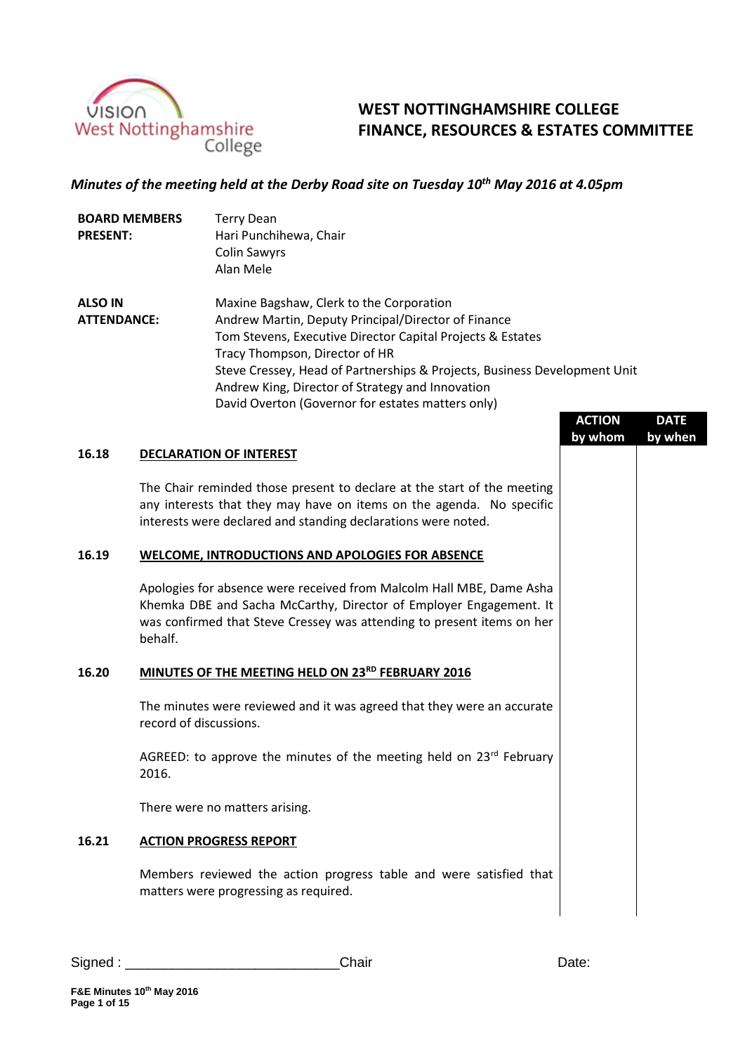# WEST NOTTINGHAMSHIRE COLLEGE
# FINANCE, RESOURCES & ESTATES COMMITTEE

*Minutes of the meeting held at the Derby Road site on Tuesday 10th May 2016 at 4.05pm*

| | |
|---|---|
| **BOARD MEMBERS PRESENT:** | Terry Dean<br>Hari Punchihewa, Chair<br>Colin Sawyrs<br>Alan Mele |
| **ALSO IN ATTENDANCE:** | Maxine Bagshaw, Clerk to the Corporation<br>Andrew Martin, Deputy Principal/Director of Finance<br>Tom Stevens, Executive Director Capital Projects & Estates<br>Tracy Thompson, Director of HR<br>Steve Cressey, Head of Partnerships & Projects, Business Development Unit<br>Andrew King, Director of Strategy and Innovation<br>David Overton (Governor for estates matters only) |

| | | ACTION by whom | DATE by when |
|---|---|---|---|
| **16.18** | **DECLARATION OF INTEREST** | | |
| | The Chair reminded those present to declare at the start of the meeting any interests that they may have on items on the agenda. No specific interests were declared and standing declarations were noted. | | |
| **16.19** | **WELCOME, INTRODUCTIONS AND APOLOGIES FOR ABSENCE** | | |
| | Apologies for absence were received from Malcolm Hall MBE, Dame Asha Khemka DBE and Sacha McCarthy, Director of Employer Engagement. It was confirmed that Steve Cressey was attending to present items on her behalf. | | |
| **16.20** | **MINUTES OF THE MEETING HELD ON 23RD FEBRUARY 2016** | | |
| | The minutes were reviewed and it was agreed that they were an accurate record of discussions. | | |
| | AGREED: to approve the minutes of the meeting held on 23rd February 2016. | | |
| | There were no matters arising. | | |
| **16.21** | **ACTION PROGRESS REPORT** | | |
| | Members reviewed the action progress table and were satisfied that matters were progressing as required. | | |

Signed : ___________________________Chair Date: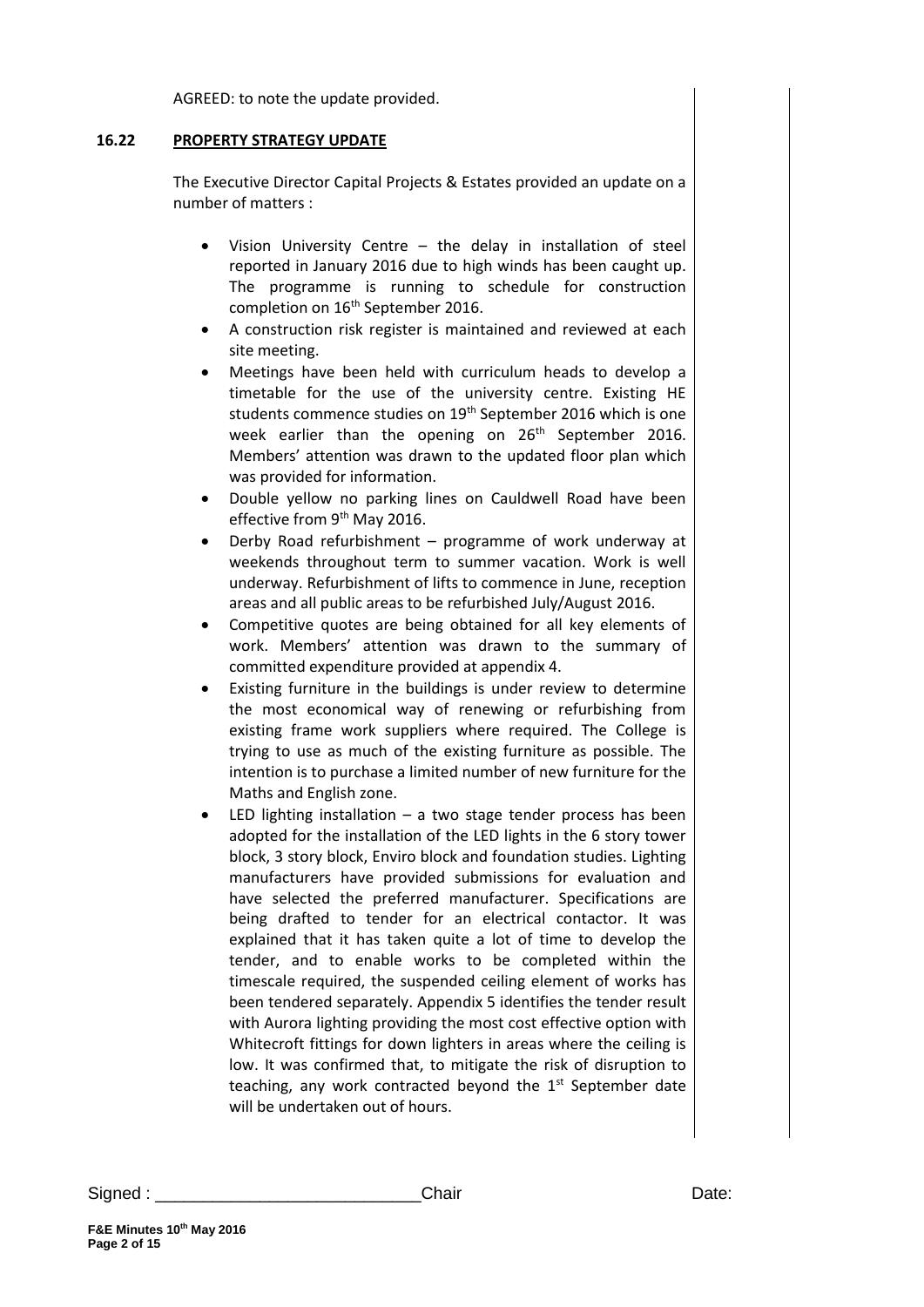AGREED: to note the update provided.

## 16.22 PROPERTY STRATEGY UPDATE

The Executive Director Capital Projects & Estates provided an update on a number of matters :

- Vision University Centre – the delay in installation of steel reported in January 2016 due to high winds has been caught up. The programme is running to schedule for construction completion on 16th September 2016.
- A construction risk register is maintained and reviewed at each site meeting.
- Meetings have been held with curriculum heads to develop a timetable for the use of the university centre. Existing HE students commence studies on 19th September 2016 which is one week earlier than the opening on 26th September 2016. Members' attention was drawn to the updated floor plan which was provided for information.
- Double yellow no parking lines on Cauldwell Road have been effective from 9th May 2016.
- Derby Road refurbishment – programme of work underway at weekends throughout term to summer vacation. Work is well underway. Refurbishment of lifts to commence in June, reception areas and all public areas to be refurbished July/August 2016.
- Competitive quotes are being obtained for all key elements of work. Members' attention was drawn to the summary of committed expenditure provided at appendix 4.
- Existing furniture in the buildings is under review to determine the most economical way of renewing or refurbishing from existing frame work suppliers where required. The College is trying to use as much of the existing furniture as possible. The intention is to purchase a limited number of new furniture for the Maths and English zone.
- LED lighting installation – a two stage tender process has been adopted for the installation of the LED lights in the 6 story tower block, 3 story block, Enviro block and foundation studies. Lighting manufacturers have provided submissions for evaluation and have selected the preferred manufacturer. Specifications are being drafted to tender for an electrical contactor. It was explained that it has taken quite a lot of time to develop the tender, and to enable works to be completed within the timescale required, the suspended ceiling element of works has been tendered separately. Appendix 5 identifies the tender result with Aurora lighting providing the most cost effective option with Whitecroft fittings for down lighters in areas where the ceiling is low. It was confirmed that, to mitigate the risk of disruption to teaching, any work contracted beyond the 1st September date will be undertaken out of hours.

Signed : ___________________________Chair Date: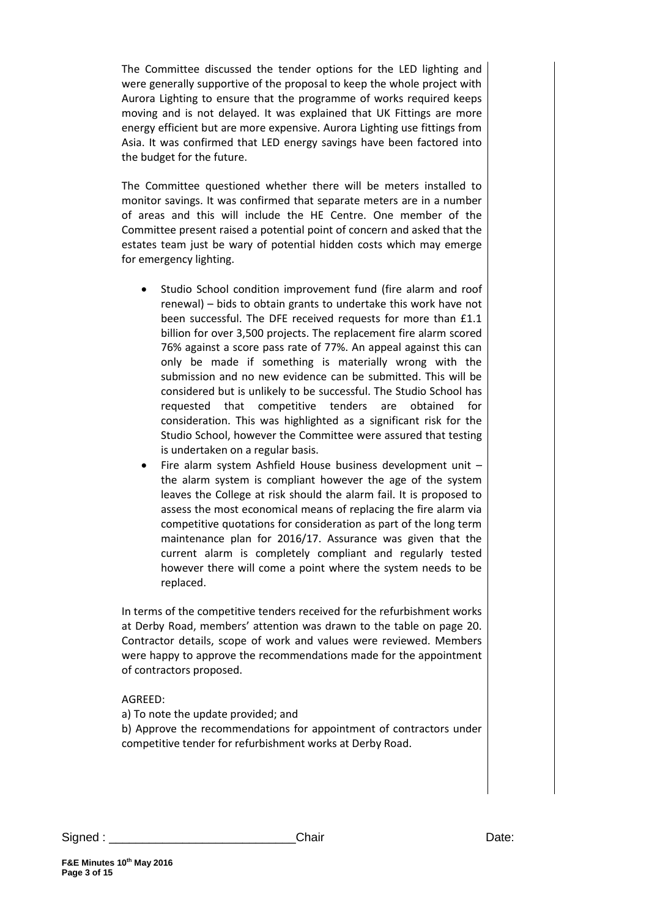The Committee discussed the tender options for the LED lighting and were generally supportive of the proposal to keep the whole project with Aurora Lighting to ensure that the programme of works required keeps moving and is not delayed. It was explained that UK Fittings are more energy efficient but are more expensive. Aurora Lighting use fittings from Asia. It was confirmed that LED energy savings have been factored into the budget for the future.

The Committee questioned whether there will be meters installed to monitor savings. It was confirmed that separate meters are in a number of areas and this will include the HE Centre. One member of the Committee present raised a potential point of concern and asked that the estates team just be wary of potential hidden costs which may emerge for emergency lighting.

- Studio School condition improvement fund (fire alarm and roof renewal) – bids to obtain grants to undertake this work have not been successful. The DFE received requests for more than £1.1 billion for over 3,500 projects. The replacement fire alarm scored 76% against a score pass rate of 77%. An appeal against this can only be made if something is materially wrong with the submission and no new evidence can be submitted. This will be considered but is unlikely to be successful. The Studio School has requested that competitive tenders are obtained for consideration. This was highlighted as a significant risk for the Studio School, however the Committee were assured that testing is undertaken on a regular basis.
- Fire alarm system Ashfield House business development unit – the alarm system is compliant however the age of the system leaves the College at risk should the alarm fail. It is proposed to assess the most economical means of replacing the fire alarm via competitive quotations for consideration as part of the long term maintenance plan for 2016/17. Assurance was given that the current alarm is completely compliant and regularly tested however there will come a point where the system needs to be replaced.

In terms of the competitive tenders received for the refurbishment works at Derby Road, members' attention was drawn to the table on page 20. Contractor details, scope of work and values were reviewed. Members were happy to approve the recommendations made for the appointment of contractors proposed.

AGREED:

a) To note the update provided; and

b) Approve the recommendations for appointment of contractors under competitive tender for refurbishment works at Derby Road.

Signed : ___________________________ Chair Date: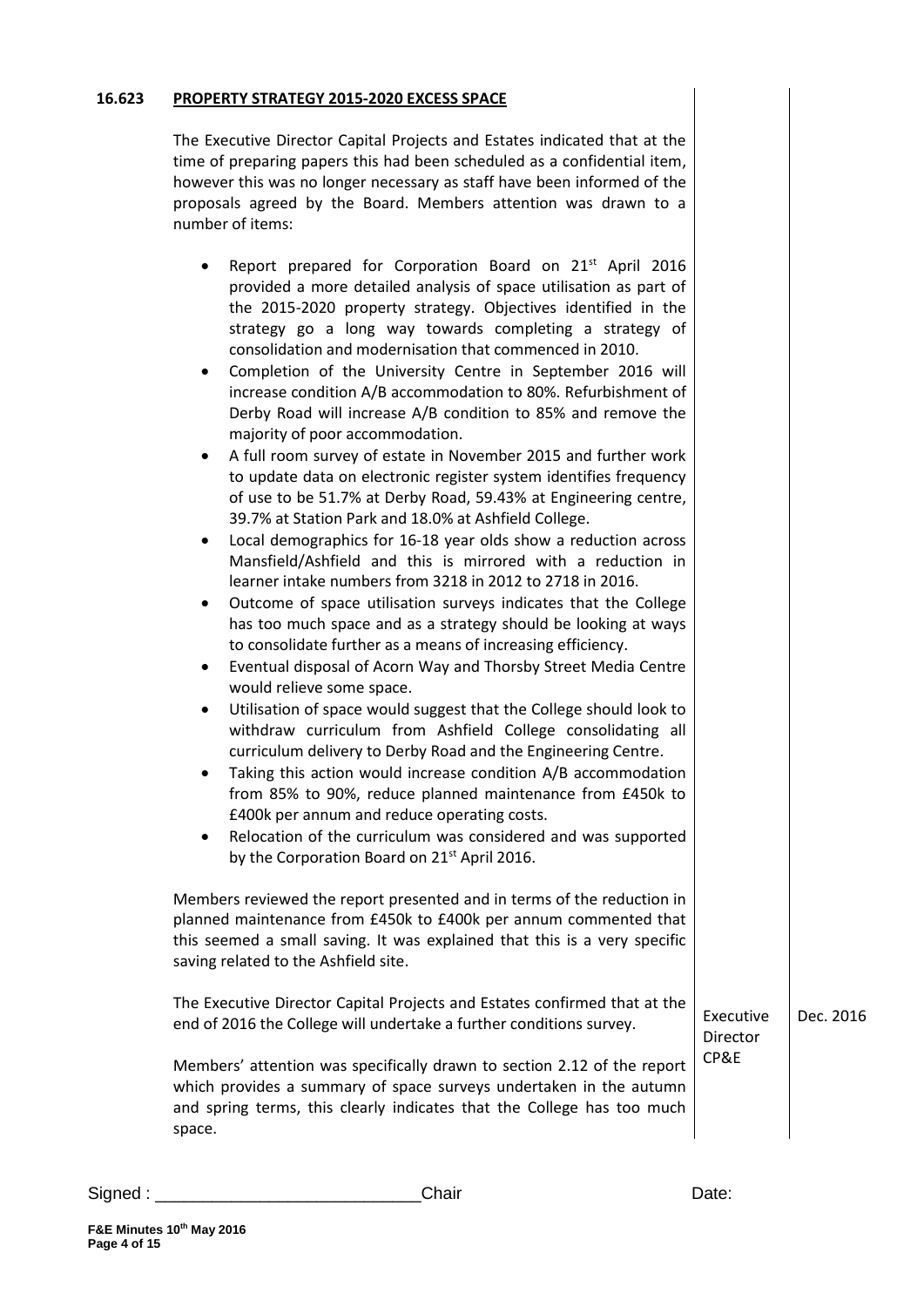**16.623 PROPERTY STRATEGY 2015-2020 EXCESS SPACE**

The Executive Director Capital Projects and Estates indicated that at the time of preparing papers this had been scheduled as a confidential item, however this was no longer necessary as staff have been informed of the proposals agreed by the Board. Members attention was drawn to a number of items:

- Report prepared for Corporation Board on 21st April 2016 provided a more detailed analysis of space utilisation as part of the 2015-2020 property strategy. Objectives identified in the strategy go a long way towards completing a strategy of consolidation and modernisation that commenced in 2010.
- Completion of the University Centre in September 2016 will increase condition A/B accommodation to 80%. Refurbishment of Derby Road will increase A/B condition to 85% and remove the majority of poor accommodation.
- A full room survey of estate in November 2015 and further work to update data on electronic register system identifies frequency of use to be 51.7% at Derby Road, 59.43% at Engineering centre, 39.7% at Station Park and 18.0% at Ashfield College.
- Local demographics for 16-18 year olds show a reduction across Mansfield/Ashfield and this is mirrored with a reduction in learner intake numbers from 3218 in 2012 to 2718 in 2016.
- Outcome of space utilisation surveys indicates that the College has too much space and as a strategy should be looking at ways to consolidate further as a means of increasing efficiency.
- Eventual disposal of Acorn Way and Thorsby Street Media Centre would relieve some space.
- Utilisation of space would suggest that the College should look to withdraw curriculum from Ashfield College consolidating all curriculum delivery to Derby Road and the Engineering Centre.
- Taking this action would increase condition A/B accommodation from 85% to 90%, reduce planned maintenance from £450k to £400k per annum and reduce operating costs.
- Relocation of the curriculum was considered and was supported by the Corporation Board on 21st April 2016.

Members reviewed the report presented and in terms of the reduction in planned maintenance from £450k to £400k per annum commented that this seemed a small saving. It was explained that this is a very specific saving related to the Ashfield site.

| | | |
|---|---|---|
| The Executive Director Capital Projects and Estates confirmed that at the end of 2016 the College will undertake a further conditions survey. | Executive Director CP&E | Dec. 2016 |

Members' attention was specifically drawn to section 2.12 of the report which provides a summary of space surveys undertaken in the autumn and spring terms, this clearly indicates that the College has too much space.

Signed : ___________________________Chair Date: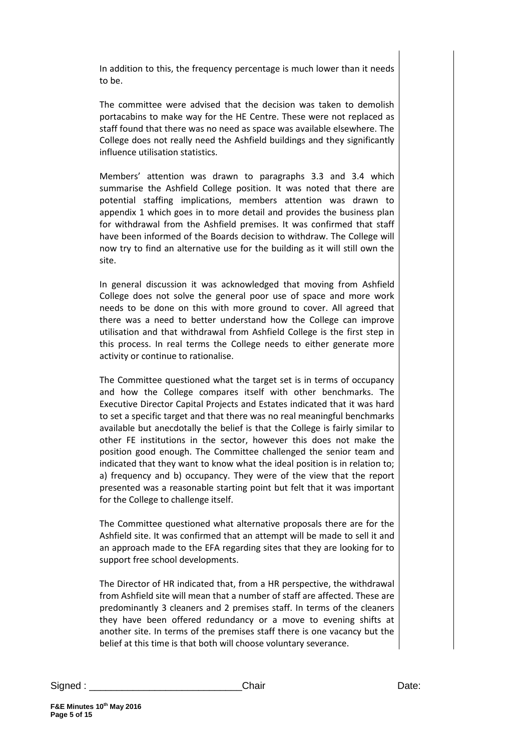In addition to this, the frequency percentage is much lower than it needs to be.

The committee were advised that the decision was taken to demolish portacabins to make way for the HE Centre. These were not replaced as staff found that there was no need as space was available elsewhere. The College does not really need the Ashfield buildings and they significantly influence utilisation statistics.

Members' attention was drawn to paragraphs 3.3 and 3.4 which summarise the Ashfield College position. It was noted that there are potential staffing implications, members attention was drawn to appendix 1 which goes in to more detail and provides the business plan for withdrawal from the Ashfield premises. It was confirmed that staff have been informed of the Boards decision to withdraw. The College will now try to find an alternative use for the building as it will still own the site.

In general discussion it was acknowledged that moving from Ashfield College does not solve the general poor use of space and more work needs to be done on this with more ground to cover. All agreed that there was a need to better understand how the College can improve utilisation and that withdrawal from Ashfield College is the first step in this process. In real terms the College needs to either generate more activity or continue to rationalise.

The Committee questioned what the target set is in terms of occupancy and how the College compares itself with other benchmarks. The Executive Director Capital Projects and Estates indicated that it was hard to set a specific target and that there was no real meaningful benchmarks available but anecdotally the belief is that the College is fairly similar to other FE institutions in the sector, however this does not make the position good enough. The Committee challenged the senior team and indicated that they want to know what the ideal position is in relation to; a) frequency and b) occupancy. They were of the view that the report presented was a reasonable starting point but felt that it was important for the College to challenge itself.

The Committee questioned what alternative proposals there are for the Ashfield site. It was confirmed that an attempt will be made to sell it and an approach made to the EFA regarding sites that they are looking for to support free school developments.

The Director of HR indicated that, from a HR perspective, the withdrawal from Ashfield site will mean that a number of staff are affected. These are predominantly 3 cleaners and 2 premises staff. In terms of the cleaners they have been offered redundancy or a move to evening shifts at another site. In terms of the premises staff there is one vacancy but the belief at this time is that both will choose voluntary severance.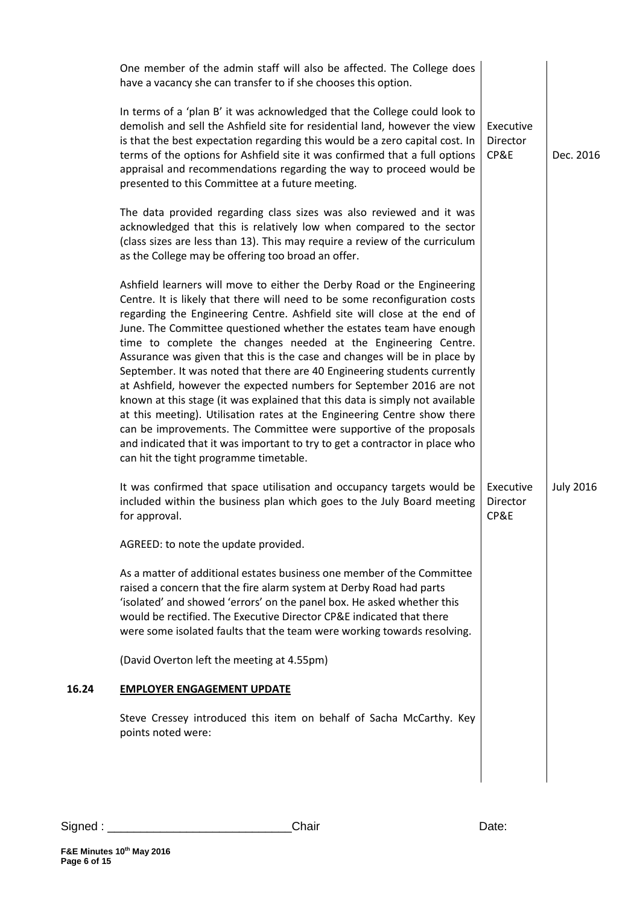| | | | |
|---|---|---|---|
| | One member of the admin staff will also be affected. The College does have a vacancy she can transfer to if she chooses this option. | | |
| | In terms of a 'plan B' it was acknowledged that the College could look to demolish and sell the Ashfield site for residential land, however the view is that the best expectation regarding this would be a zero capital cost. In terms of the options for Ashfield site it was confirmed that a full options appraisal and recommendations regarding the way to proceed would be presented to this Committee at a future meeting. | Executive Director CP&E | Dec. 2016 |
| | The data provided regarding class sizes was also reviewed and it was acknowledged that this is relatively low when compared to the sector (class sizes are less than 13). This may require a review of the curriculum as the College may be offering too broad an offer. | | |
| | Ashfield learners will move to either the Derby Road or the Engineering Centre. It is likely that there will need to be some reconfiguration costs regarding the Engineering Centre. Ashfield site will close at the end of June. The Committee questioned whether the estates team have enough time to complete the changes needed at the Engineering Centre. Assurance was given that this is the case and changes will be in place by September. It was noted that there are 40 Engineering students currently at Ashfield, however the expected numbers for September 2016 are not known at this stage (it was explained that this data is simply not available at this meeting). Utilisation rates at the Engineering Centre show there can be improvements. The Committee were supportive of the proposals and indicated that it was important to try to get a contractor in place who can hit the tight programme timetable. | | |
| | It was confirmed that space utilisation and occupancy targets would be included within the business plan which goes to the July Board meeting for approval. | Executive Director CP&E | July 2016 |
| | AGREED: to note the update provided. | | |
| | As a matter of additional estates business one member of the Committee raised a concern that the fire alarm system at Derby Road had parts 'isolated' and showed 'errors' on the panel box. He asked whether this would be rectified. The Executive Director CP&E indicated that there were some isolated faults that the team were working towards resolving. | | |
| | (David Overton left the meeting at 4.55pm) | | |
| **16.24** | **EMPLOYER ENGAGEMENT UPDATE** | | |
| | Steve Cressey introduced this item on behalf of Sacha McCarthy. Key points noted were: | | |

Signed : ___________________________Chair Date: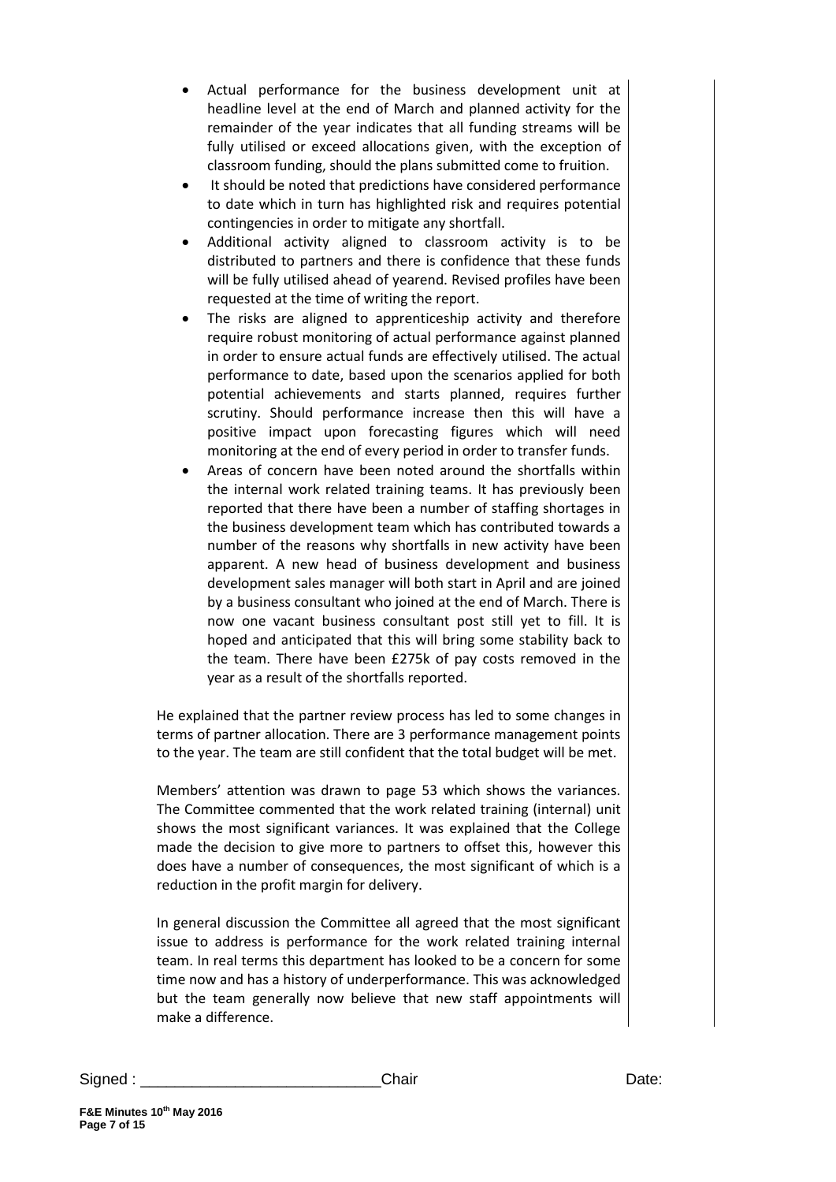- Actual performance for the business development unit at headline level at the end of March and planned activity for the remainder of the year indicates that all funding streams will be fully utilised or exceed allocations given, with the exception of classroom funding, should the plans submitted come to fruition.
- It should be noted that predictions have considered performance to date which in turn has highlighted risk and requires potential contingencies in order to mitigate any shortfall.
- Additional activity aligned to classroom activity is to be distributed to partners and there is confidence that these funds will be fully utilised ahead of yearend. Revised profiles have been requested at the time of writing the report.
- The risks are aligned to apprenticeship activity and therefore require robust monitoring of actual performance against planned in order to ensure actual funds are effectively utilised. The actual performance to date, based upon the scenarios applied for both potential achievements and starts planned, requires further scrutiny. Should performance increase then this will have a positive impact upon forecasting figures which will need monitoring at the end of every period in order to transfer funds.
- Areas of concern have been noted around the shortfalls within the internal work related training teams. It has previously been reported that there have been a number of staffing shortages in the business development team which has contributed towards a number of the reasons why shortfalls in new activity have been apparent. A new head of business development and business development sales manager will both start in April and are joined by a business consultant who joined at the end of March. There is now one vacant business consultant post still yet to fill. It is hoped and anticipated that this will bring some stability back to the team. There have been £275k of pay costs removed in the year as a result of the shortfalls reported.

He explained that the partner review process has led to some changes in terms of partner allocation. There are 3 performance management points to the year. The team are still confident that the total budget will be met.

Members' attention was drawn to page 53 which shows the variances. The Committee commented that the work related training (internal) unit shows the most significant variances. It was explained that the College made the decision to give more to partners to offset this, however this does have a number of consequences, the most significant of which is a reduction in the profit margin for delivery.

In general discussion the Committee all agreed that the most significant issue to address is performance for the work related training internal team. In real terms this department has looked to be a concern for some time now and has a history of underperformance. This was acknowledged but the team generally now believe that new staff appointments will make a difference.

Signed : ___________________________ Chair Date: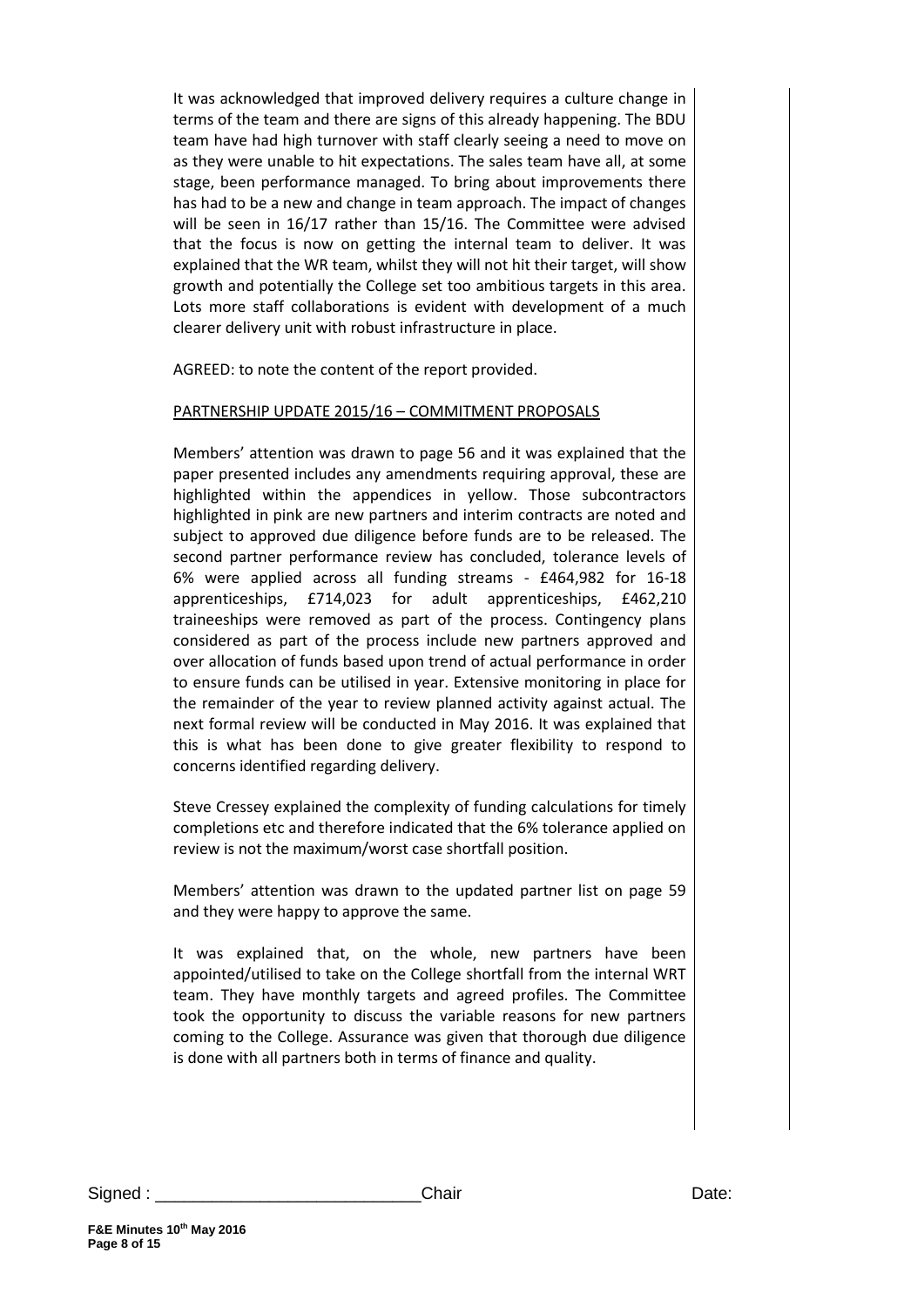It was acknowledged that improved delivery requires a culture change in terms of the team and there are signs of this already happening. The BDU team have had high turnover with staff clearly seeing a need to move on as they were unable to hit expectations. The sales team have all, at some stage, been performance managed. To bring about improvements there has had to be a new and change in team approach. The impact of changes will be seen in 16/17 rather than 15/16. The Committee were advised that the focus is now on getting the internal team to deliver. It was explained that the WR team, whilst they will not hit their target, will show growth and potentially the College set too ambitious targets in this area. Lots more staff collaborations is evident with development of a much clearer delivery unit with robust infrastructure in place.

AGREED: to note the content of the report provided.

PARTNERSHIP UPDATE 2015/16 – COMMITMENT PROPOSALS

Members' attention was drawn to page 56 and it was explained that the paper presented includes any amendments requiring approval, these are highlighted within the appendices in yellow. Those subcontractors highlighted in pink are new partners and interim contracts are noted and subject to approved due diligence before funds are to be released. The second partner performance review has concluded, tolerance levels of 6% were applied across all funding streams - £464,982 for 16-18 apprenticeships, £714,023 for adult apprenticeships, £462,210 traineeships were removed as part of the process. Contingency plans considered as part of the process include new partners approved and over allocation of funds based upon trend of actual performance in order to ensure funds can be utilised in year. Extensive monitoring in place for the remainder of the year to review planned activity against actual. The next formal review will be conducted in May 2016. It was explained that this is what has been done to give greater flexibility to respond to concerns identified regarding delivery.

Steve Cressey explained the complexity of funding calculations for timely completions etc and therefore indicated that the 6% tolerance applied on review is not the maximum/worst case shortfall position.

Members' attention was drawn to the updated partner list on page 59 and they were happy to approve the same.

It was explained that, on the whole, new partners have been appointed/utilised to take on the College shortfall from the internal WRT team. They have monthly targets and agreed profiles. The Committee took the opportunity to discuss the variable reasons for new partners coming to the College. Assurance was given that thorough due diligence is done with all partners both in terms of finance and quality.

Signed : ___________________________Chair Date: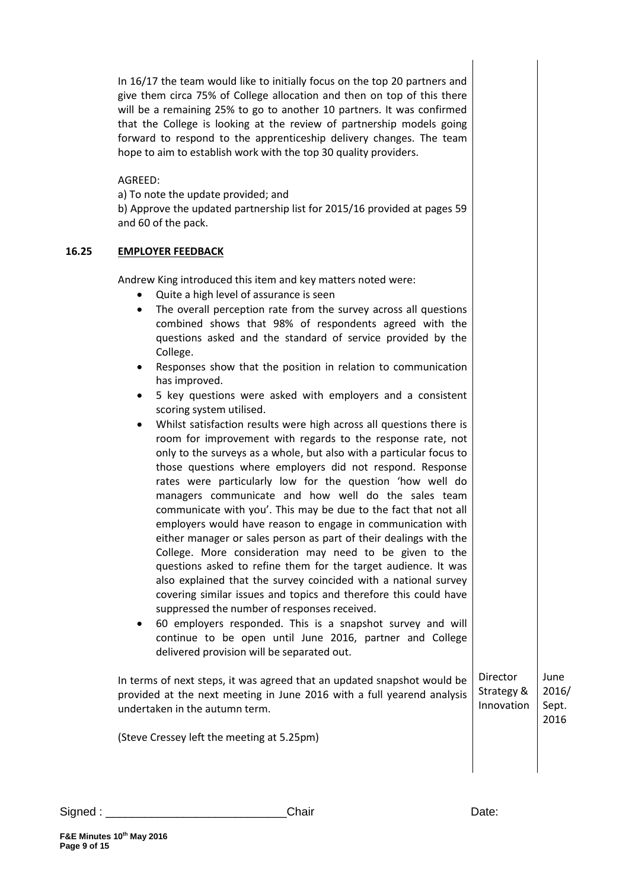In 16/17 the team would like to initially focus on the top 20 partners and give them circa 75% of College allocation and then on top of this there will be a remaining 25% to go to another 10 partners. It was confirmed that the College is looking at the review of partnership models going forward to respond to the apprenticeship delivery changes. The team hope to aim to establish work with the top 30 quality providers.

AGREED:

a) To note the update provided; and

b) Approve the updated partnership list for 2015/16 provided at pages 59 and 60 of the pack.

**16.25 EMPLOYER FEEDBACK**

Andrew King introduced this item and key matters noted were:

- Quite a high level of assurance is seen
- The overall perception rate from the survey across all questions combined shows that 98% of respondents agreed with the questions asked and the standard of service provided by the College.
- Responses show that the position in relation to communication has improved.
- 5 key questions were asked with employers and a consistent scoring system utilised.
- Whilst satisfaction results were high across all questions there is room for improvement with regards to the response rate, not only to the surveys as a whole, but also with a particular focus to those questions where employers did not respond. Response rates were particularly low for the question 'how well do managers communicate and how well do the sales team communicate with you'. This may be due to the fact that not all employers would have reason to engage in communication with either manager or sales person as part of their dealings with the College. More consideration may need to be given to the questions asked to refine them for the target audience. It was also explained that the survey coincided with a national survey covering similar issues and topics and therefore this could have suppressed the number of responses received.
- 60 employers responded. This is a snapshot survey and will continue to be open until June 2016, partner and College delivered provision will be separated out.

| | | |
|---|---|---|
| In terms of next steps, it was agreed that an updated snapshot would be provided at the next meeting in June 2016 with a full yearend analysis undertaken in the autumn term. | Director Strategy & Innovation | June 2016/ Sept. 2016 |

(Steve Cressey left the meeting at 5.25pm)

Signed : ___________________________Chair Date: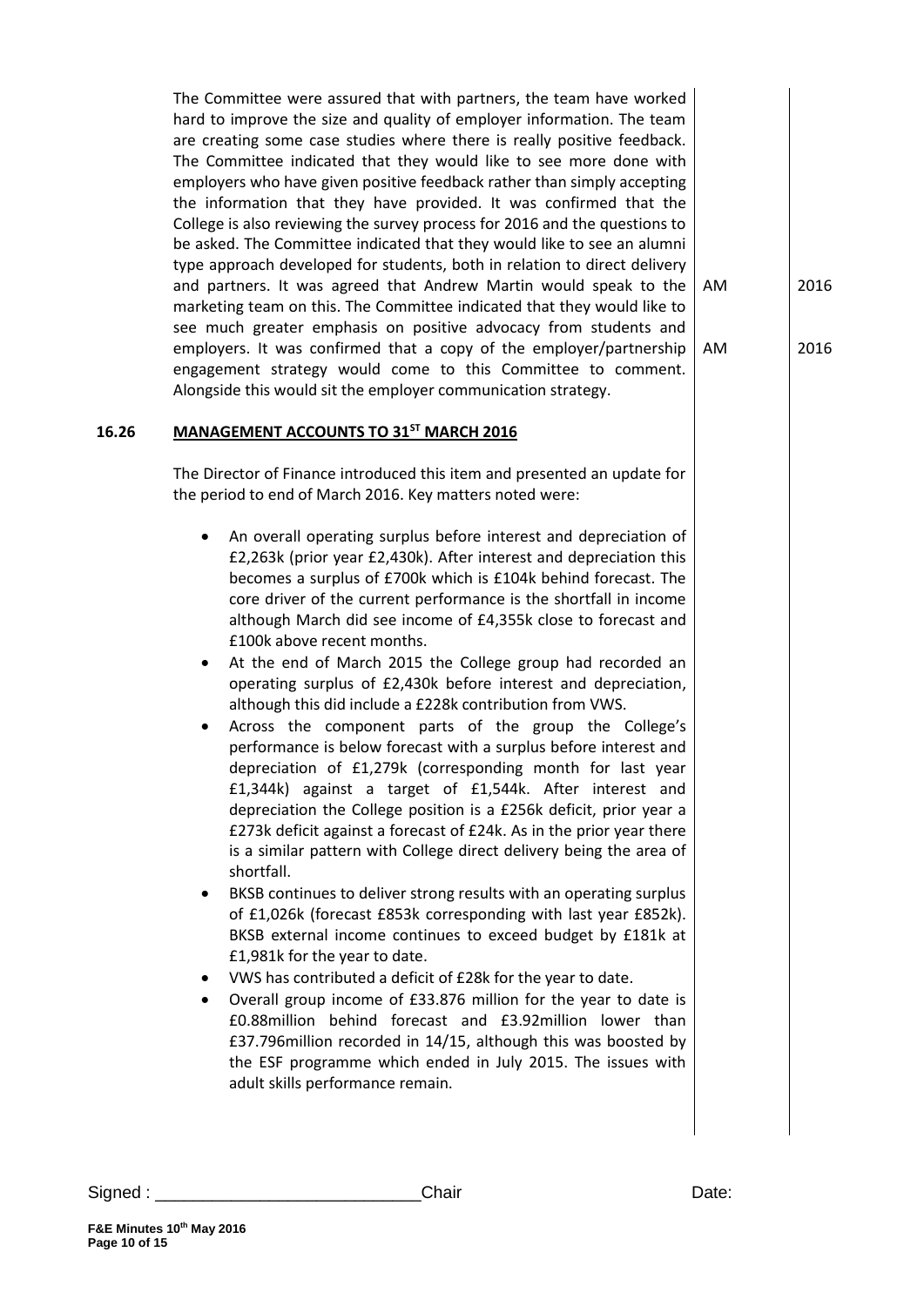The Committee were assured that with partners, the team have worked hard to improve the size and quality of employer information. The team are creating some case studies where there is really positive feedback. The Committee indicated that they would like to see more done with employers who have given positive feedback rather than simply accepting the information that they have provided. It was confirmed that the College is also reviewing the survey process for 2016 and the questions to be asked. The Committee indicated that they would like to see an alumni type approach developed for students, both in relation to direct delivery and partners. It was agreed that Andrew Martin would speak to the marketing team on this. The Committee indicated that they would like to see much greater emphasis on positive advocacy from students and employers. It was confirmed that a copy of the employer/partnership engagement strategy would come to this Committee to comment. Alongside this would sit the employer communication strategy.

AM 2016

AM 2016

**16.26 MANAGEMENT ACCOUNTS TO 31ST MARCH 2016**

The Director of Finance introduced this item and presented an update for the period to end of March 2016. Key matters noted were:

- An overall operating surplus before interest and depreciation of £2,263k (prior year £2,430k). After interest and depreciation this becomes a surplus of £700k which is £104k behind forecast. The core driver of the current performance is the shortfall in income although March did see income of £4,355k close to forecast and £100k above recent months.
- At the end of March 2015 the College group had recorded an operating surplus of £2,430k before interest and depreciation, although this did include a £228k contribution from VWS.
- Across the component parts of the group the College's performance is below forecast with a surplus before interest and depreciation of £1,279k (corresponding month for last year £1,344k) against a target of £1,544k. After interest and depreciation the College position is a £256k deficit, prior year a £273k deficit against a forecast of £24k. As in the prior year there is a similar pattern with College direct delivery being the area of shortfall.
- BKSB continues to deliver strong results with an operating surplus of £1,026k (forecast £853k corresponding with last year £852k). BKSB external income continues to exceed budget by £181k at £1,981k for the year to date.
- VWS has contributed a deficit of £28k for the year to date.
- Overall group income of £33.876 million for the year to date is £0.88million behind forecast and £3.92million lower than £37.796million recorded in 14/15, although this was boosted by the ESF programme which ended in July 2015. The issues with adult skills performance remain.

Signed : ____________________________Chair Date: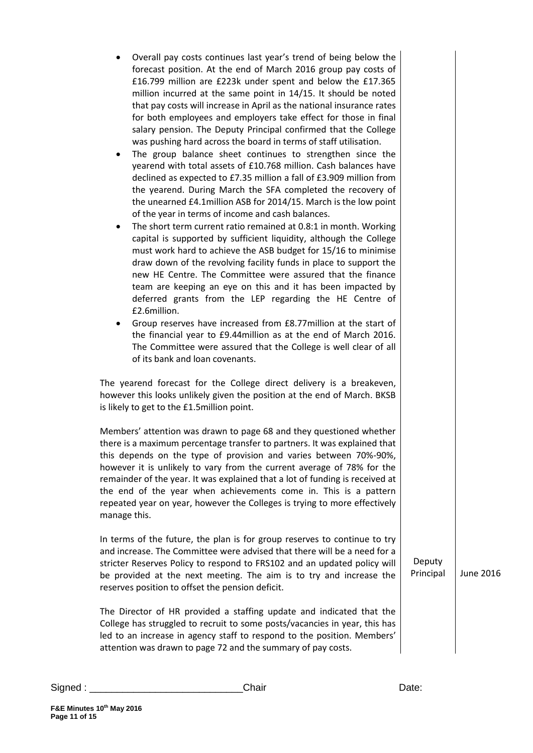- Overall pay costs continues last year's trend of being below the forecast position. At the end of March 2016 group pay costs of £16.799 million are £223k under spent and below the £17.365 million incurred at the same point in 14/15. It should be noted that pay costs will increase in April as the national insurance rates for both employees and employers take effect for those in final salary pension. The Deputy Principal confirmed that the College was pushing hard across the board in terms of staff utilisation.
- The group balance sheet continues to strengthen since the yearend with total assets of £10.768 million. Cash balances have declined as expected to £7.35 million a fall of £3.909 million from the yearend. During March the SFA completed the recovery of the unearned £4.1million ASB for 2014/15. March is the low point of the year in terms of income and cash balances.
- The short term current ratio remained at 0.8:1 in month. Working capital is supported by sufficient liquidity, although the College must work hard to achieve the ASB budget for 15/16 to minimise draw down of the revolving facility funds in place to support the new HE Centre. The Committee were assured that the finance team are keeping an eye on this and it has been impacted by deferred grants from the LEP regarding the HE Centre of £2.6million.
- Group reserves have increased from £8.77million at the start of the financial year to £9.44million as at the end of March 2016. The Committee were assured that the College is well clear of all of its bank and loan covenants.

The yearend forecast for the College direct delivery is a breakeven, however this looks unlikely given the position at the end of March. BKSB is likely to get to the £1.5million point.

Members' attention was drawn to page 68 and they questioned whether there is a maximum percentage transfer to partners. It was explained that this depends on the type of provision and varies between 70%-90%, however it is unlikely to vary from the current average of 78% for the remainder of the year. It was explained that a lot of funding is received at the end of the year when achievements come in. This is a pattern repeated year on year, however the Colleges is trying to more effectively manage this.

In terms of the future, the plan is for group reserves to continue to try and increase. The Committee were advised that there will be a need for a stricter Reserves Policy to respond to FRS102 and an updated policy will be provided at the next meeting. The aim is to try and increase the reserves position to offset the pension deficit. — **Deputy Principal** — **June 2016**

The Director of HR provided a staffing update and indicated that the College has struggled to recruit to some posts/vacancies in year, this has led to an increase in agency staff to respond to the position. Members' attention was drawn to page 72 and the summary of pay costs.

Signed : ___________________________ Chair Date: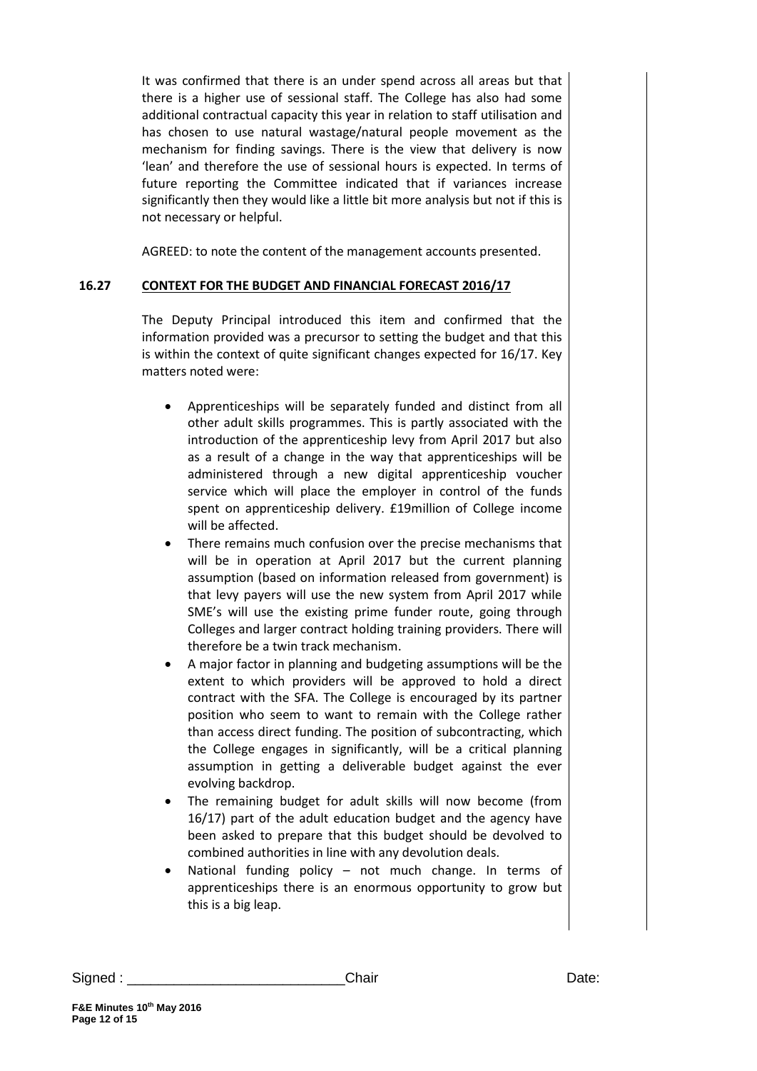It was confirmed that there is an under spend across all areas but that there is a higher use of sessional staff. The College has also had some additional contractual capacity this year in relation to staff utilisation and has chosen to use natural wastage/natural people movement as the mechanism for finding savings. There is the view that delivery is now 'lean' and therefore the use of sessional hours is expected. In terms of future reporting the Committee indicated that if variances increase significantly then they would like a little bit more analysis but not if this is not necessary or helpful.

AGREED: to note the content of the management accounts presented.

**16.27 <u>CONTEXT FOR THE BUDGET AND FINANCIAL FORECAST 2016/17</u>**

The Deputy Principal introduced this item and confirmed that the information provided was a precursor to setting the budget and that this is within the context of quite significant changes expected for 16/17. Key matters noted were:

- Apprenticeships will be separately funded and distinct from all other adult skills programmes. This is partly associated with the introduction of the apprenticeship levy from April 2017 but also as a result of a change in the way that apprenticeships will be administered through a new digital apprenticeship voucher service which will place the employer in control of the funds spent on apprenticeship delivery. £19million of College income will be affected.
- There remains much confusion over the precise mechanisms that will be in operation at April 2017 but the current planning assumption (based on information released from government) is that levy payers will use the new system from April 2017 while SME's will use the existing prime funder route, going through Colleges and larger contract holding training providers. There will therefore be a twin track mechanism.
- A major factor in planning and budgeting assumptions will be the extent to which providers will be approved to hold a direct contract with the SFA. The College is encouraged by its partner position who seem to want to remain with the College rather than access direct funding. The position of subcontracting, which the College engages in significantly, will be a critical planning assumption in getting a deliverable budget against the ever evolving backdrop.
- The remaining budget for adult skills will now become (from 16/17) part of the adult education budget and the agency have been asked to prepare that this budget should be devolved to combined authorities in line with any devolution deals.
- National funding policy – not much change. In terms of apprenticeships there is an enormous opportunity to grow but this is a big leap.

Signed : ___________________________Chair Date: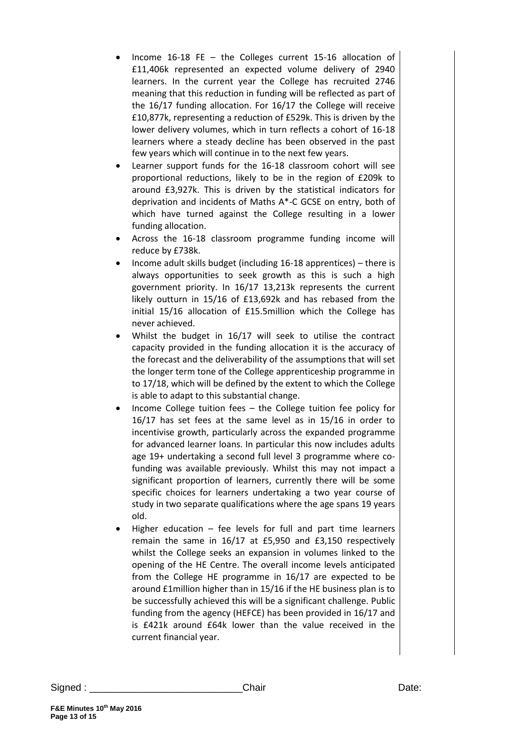- Income 16-18 FE – the Colleges current 15-16 allocation of £11,406k represented an expected volume delivery of 2940 learners. In the current year the College has recruited 2746 meaning that this reduction in funding will be reflected as part of the 16/17 funding allocation. For 16/17 the College will receive £10,877k, representing a reduction of £529k. This is driven by the lower delivery volumes, which in turn reflects a cohort of 16-18 learners where a steady decline has been observed in the past few years which will continue in to the next few years.
- Learner support funds for the 16-18 classroom cohort will see proportional reductions, likely to be in the region of £209k to around £3,927k. This is driven by the statistical indicators for deprivation and incidents of Maths A*-C GCSE on entry, both of which have turned against the College resulting in a lower funding allocation.
- Across the 16-18 classroom programme funding income will reduce by £738k.
- Income adult skills budget (including 16-18 apprentices) – there is always opportunities to seek growth as this is such a high government priority. In 16/17 13,213k represents the current likely outturn in 15/16 of £13,692k and has rebased from the initial 15/16 allocation of £15.5million which the College has never achieved.
- Whilst the budget in 16/17 will seek to utilise the contract capacity provided in the funding allocation it is the accuracy of the forecast and the deliverability of the assumptions that will set the longer term tone of the College apprenticeship programme in to 17/18, which will be defined by the extent to which the College is able to adapt to this substantial change.
- Income College tuition fees – the College tuition fee policy for 16/17 has set fees at the same level as in 15/16 in order to incentivise growth, particularly across the expanded programme for advanced learner loans. In particular this now includes adults age 19+ undertaking a second full level 3 programme where co-funding was available previously. Whilst this may not impact a significant proportion of learners, currently there will be some specific choices for learners undertaking a two year course of study in two separate qualifications where the age spans 19 years old.
- Higher education – fee levels for full and part time learners remain the same in 16/17 at £5,950 and £3,150 respectively whilst the College seeks an expansion in volumes linked to the opening of the HE Centre. The overall income levels anticipated from the College HE programme in 16/17 are expected to be around £1million higher than in 15/16 if the HE business plan is to be successfully achieved this will be a significant challenge. Public funding from the agency (HEFCE) has been provided in 16/17 and is £421k around £64k lower than the value received in the current financial year.

Signed : ____________________________Chair Date: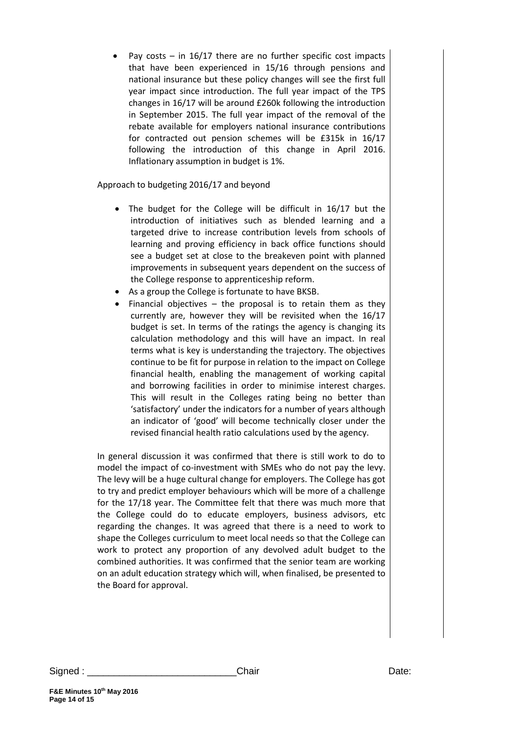- Pay costs – in 16/17 there are no further specific cost impacts that have been experienced in 15/16 through pensions and national insurance but these policy changes will see the first full year impact since introduction. The full year impact of the TPS changes in 16/17 will be around £260k following the introduction in September 2015. The full year impact of the removal of the rebate available for employers national insurance contributions for contracted out pension schemes will be £315k in 16/17 following the introduction of this change in April 2016. Inflationary assumption in budget is 1%.

Approach to budgeting 2016/17 and beyond

- The budget for the College will be difficult in 16/17 but the introduction of initiatives such as blended learning and a targeted drive to increase contribution levels from schools of learning and proving efficiency in back office functions should see a budget set at close to the breakeven point with planned improvements in subsequent years dependent on the success of the College response to apprenticeship reform.
- As a group the College is fortunate to have BKSB.
- Financial objectives – the proposal is to retain them as they currently are, however they will be revisited when the 16/17 budget is set. In terms of the ratings the agency is changing its calculation methodology and this will have an impact. In real terms what is key is understanding the trajectory. The objectives continue to be fit for purpose in relation to the impact on College financial health, enabling the management of working capital and borrowing facilities in order to minimise interest charges. This will result in the Colleges rating being no better than 'satisfactory' under the indicators for a number of years although an indicator of 'good' will become technically closer under the revised financial health ratio calculations used by the agency.

In general discussion it was confirmed that there is still work to do to model the impact of co-investment with SMEs who do not pay the levy. The levy will be a huge cultural change for employers. The College has got to try and predict employer behaviours which will be more of a challenge for the 17/18 year. The Committee felt that there was much more that the College could do to educate employers, business advisors, etc regarding the changes. It was agreed that there is a need to work to shape the Colleges curriculum to meet local needs so that the College can work to protect any proportion of any devolved adult budget to the combined authorities. It was confirmed that the senior team are working on an adult education strategy which will, when finalised, be presented to the Board for approval.

Signed : ___________________________Chair Date: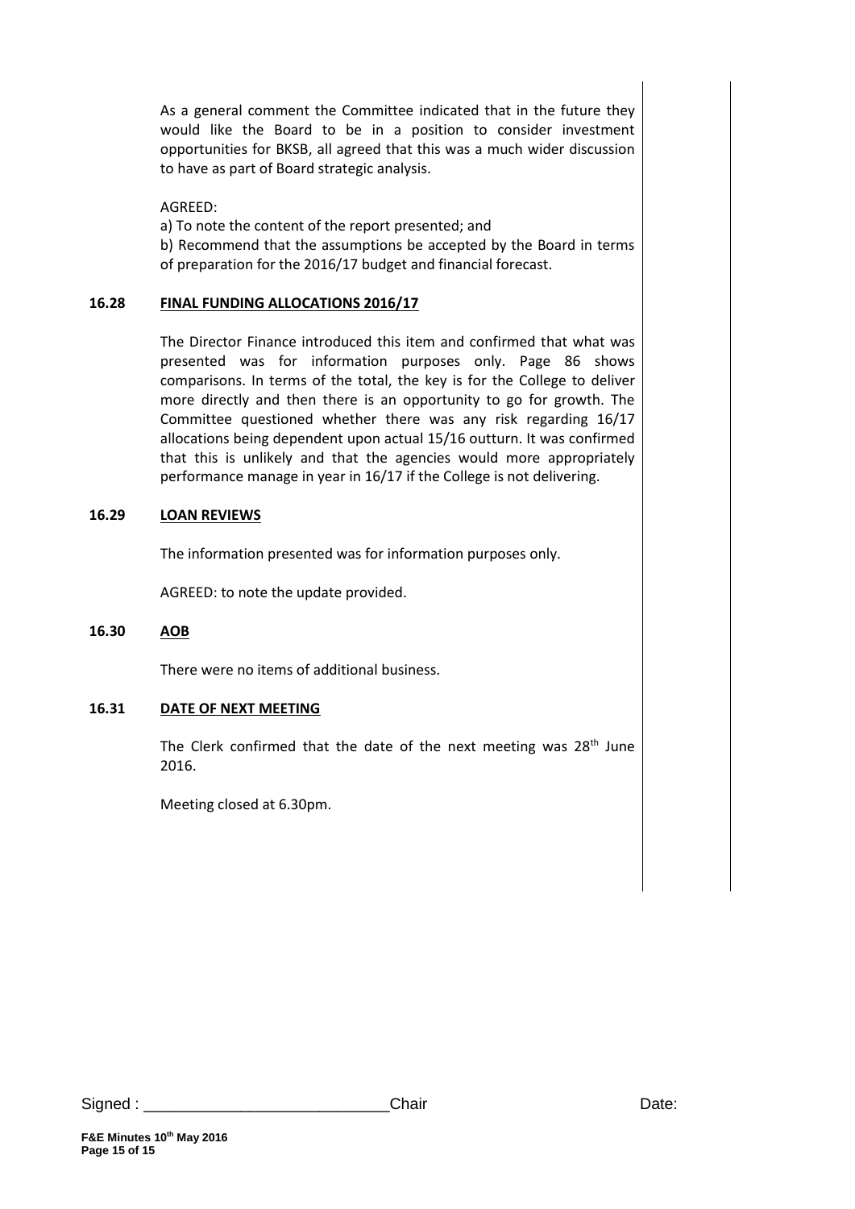As a general comment the Committee indicated that in the future they would like the Board to be in a position to consider investment opportunities for BKSB, all agreed that this was a much wider discussion to have as part of Board strategic analysis.

AGREED:

a) To note the content of the report presented; and

b) Recommend that the assumptions be accepted by the Board in terms of preparation for the 2016/17 budget and financial forecast.

**16.28 FINAL FUNDING ALLOCATIONS 2016/17**

The Director Finance introduced this item and confirmed that what was presented was for information purposes only. Page 86 shows comparisons. In terms of the total, the key is for the College to deliver more directly and then there is an opportunity to go for growth. The Committee questioned whether there was any risk regarding 16/17 allocations being dependent upon actual 15/16 outturn. It was confirmed that this is unlikely and that the agencies would more appropriately performance manage in year in 16/17 if the College is not delivering.

**16.29 LOAN REVIEWS**

The information presented was for information purposes only.

AGREED: to note the update provided.

**16.30 AOB**

There were no items of additional business.

**16.31 DATE OF NEXT MEETING**

The Clerk confirmed that the date of the next meeting was 28th June 2016.

Meeting closed at 6.30pm.

Signed : ___________________________Chair Date: